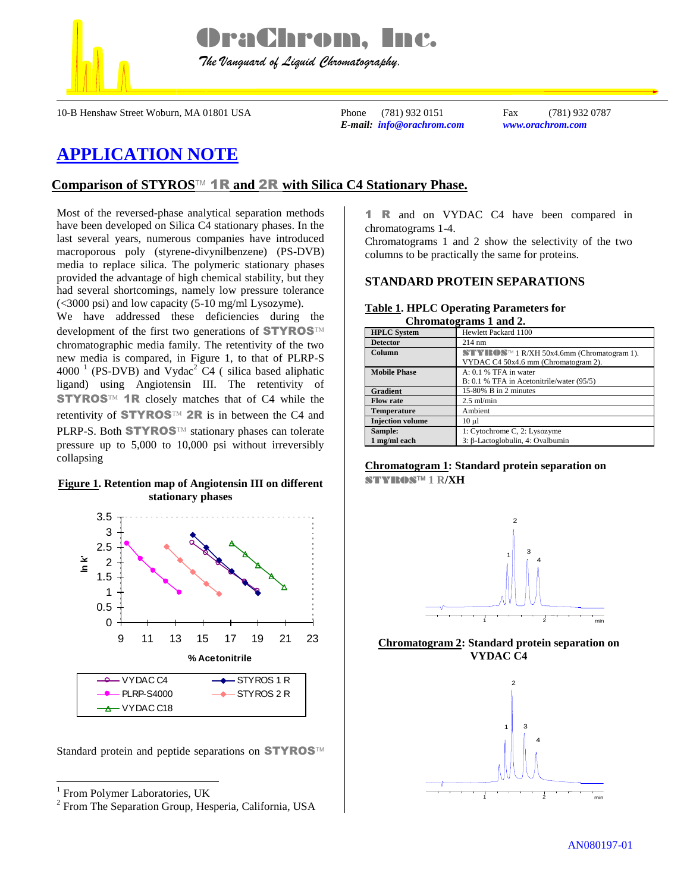# OraChrom, Inc.

*The Vanguard of Liquid Chromatography.*

10-B Henshaw Street Woburn, MA 01801 USA    Phone (781) 932 0151    Fax (781) 932 0787
*E-mail: info@orachrom.com*    *www.orachrom.com*

## APPLICATION NOTE

### Comparison of STYROS™ 1R and 2R with Silica C4 Stationary Phase.

Most of the reversed-phase analytical separation methods have been developed on Silica C4 stationary phases. In the last several years, numerous companies have introduced macroporous poly (styrene-divynilbenzene) (PS-DVB) media to replace silica. The polymeric stationary phases provided the advantage of high chemical stability, but they had several shortcomings, namely low pressure tolerance (<3000 psi) and low capacity (5-10 mg/ml Lysozyme).

We have addressed these deficiencies during the development of the first two generations of STYROS™ chromatographic media family. The retentivity of the two new media is compared, in Figure 1, to that of PLRP-S 4000 [1] (PS-DVB) and Vydac[2] C4 ( silica based aliphatic ligand) using Angiotensin III. The retentivity of STYROS™ 1R closely matches that of C4 while the retentivity of STYROS™ 2R is in between the C4 and PLRP-S. Both STYROS™ stationary phases can tolerate pressure up to 5,000 to 10,000 psi without irreversibly collapsing

**Figure 1. Retention map of Angiotensin III on different stationary phases**

ln k'
3.5
3
2.5
2
1.5
1
0.5
0
9 11 13 15 17 19 21 23
% Acetonitrile

VYDAC C4
PLRP-S4000
VYDAC C18
STYROS 1 R
STYROS 2 R

Standard protein and peptide separations on STYROS™ 1 R and on VYDAC C4 have been compared in chromatograms 1-4.

Chromatograms 1 and 2 show the selectivity of the two columns to be practically the same for proteins.

### STANDARD PROTEIN SEPARATIONS

**Table 1. HPLC Operating Parameters for Chromatograms 1 and 2.**

| | |
|---|---|
| **HPLC System** | Hewlett Packard 1100 |
| **Detector** | 214 nm |
| **Column** | STYROS™ 1 R/XH 50x4.6mm (Chromatogram 1). VYDAC C4 50x4.6 mm (Chromatogram 2). |
| **Mobile Phase** | A: 0.1 % TFA in water<br>B: 0.1 % TFA in Acetonitrile/water (95/5) |
| **Gradient** | 15-80% B in 2 minutes |
| **Flow rate** | 2.5 ml/min |
| **Temperature** | Ambient |
| **Injection volume** | 10 µl |
| **Sample: 1 mg/ml each** | 1: Cytochrome C, 2: Lysozyme<br>3: β-Lactoglobulin, 4: Ovalbumin |

**Chromatogram 1: Standard protein separation on STYROS™ 1 R/XH**

2
1
3
4
1
2
min

**Chromatogram 2: Standard protein separation on VYDAC C4**

2
1
3
4
1
2
min

[1] From Polymer Laboratories, UK

[2] From The Separation Group, Hesperia, California, USA

AN080197-01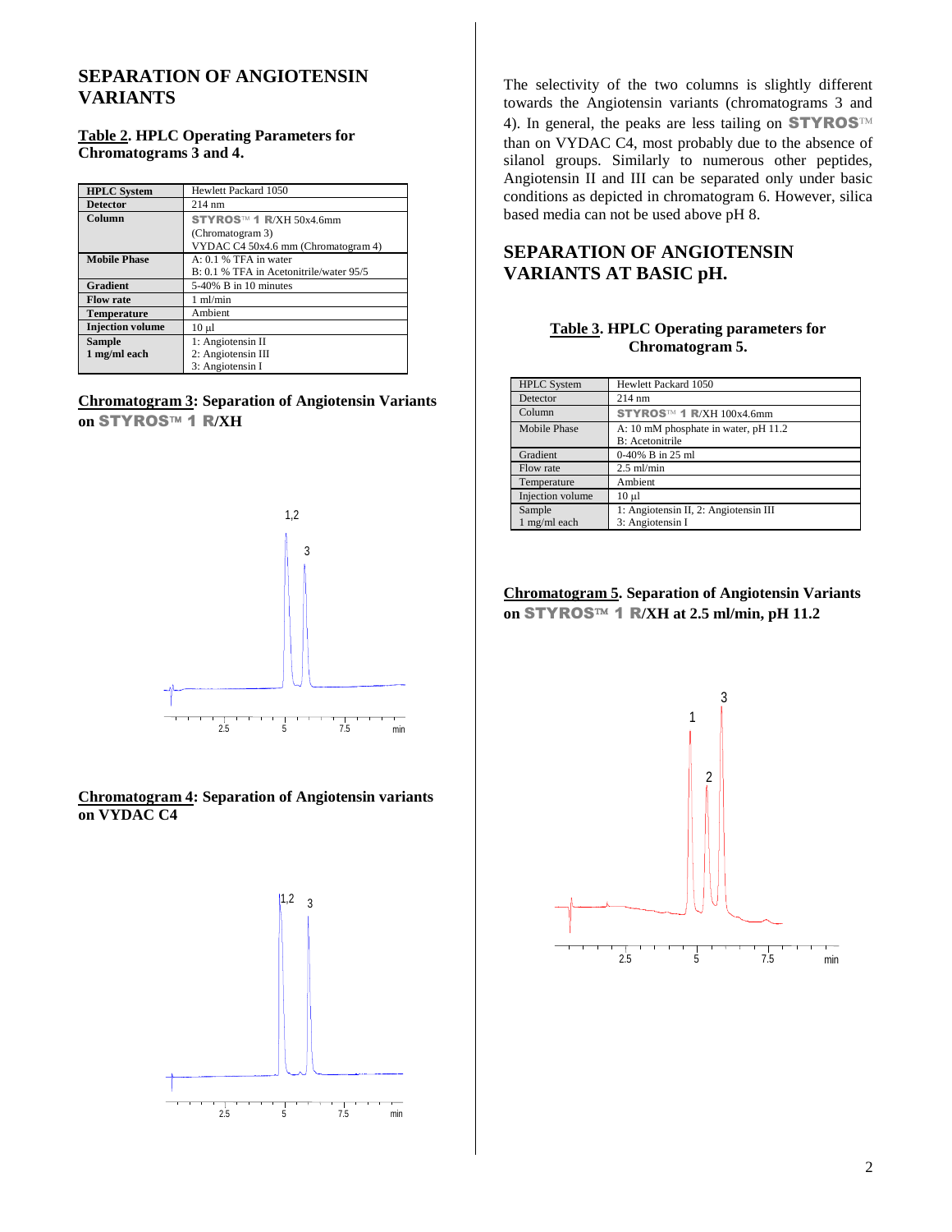## SEPARATION OF ANGIOTENSIN VARIANTS

**Table 2. HPLC Operating Parameters for Chromatograms 3 and 4.**

| | |
|---|---|
| **HPLC System** | Hewlett Packard 1050 |
| **Detector** | 214 nm |
| **Column** | STYROS™ 1 R/XH 50x4.6mm (Chromatogram 3)<br>VYDAC C4 50x4.6 mm (Chromatogram 4) |
| **Mobile Phase** | A: 0.1 % TFA in water<br>B: 0.1 % TFA in Acetonitrile/water 95/5 |
| **Gradient** | 5-40% B in 10 minutes |
| **Flow rate** | 1 ml/min |
| **Temperature** | Ambient |
| **Injection volume** | 10 µl |
| **Sample 1 mg/ml each** | 1: Angiotensin II<br>2: Angiotensin III<br>3: Angiotensin I |

**Chromatogram 3: Separation of Angiotensin Variants on STYROS™ 1 R/XH**

1,2
3
2.5
5
7.5
min

**Chromatogram 4: Separation of Angiotensin variants on VYDAC C4**

1,2
3
2.5
5
7.5
min

The selectivity of the two columns is slightly different towards the Angiotensin variants (chromatograms 3 and 4). In general, the peaks are less tailing on STYROS™ than on VYDAC C4, most probably due to the absence of silanol groups. Similarly to numerous other peptides, Angiotensin II and III can be separated only under basic conditions as depicted in chromatogram 6. However, silica based media can not be used above pH 8.

## SEPARATION OF ANGIOTENSIN VARIANTS AT BASIC pH.

**Table 3. HPLC Operating parameters for Chromatogram 5.**

| | |
|---|---|
| HPLC System | Hewlett Packard 1050 |
| Detector | 214 nm |
| Column | STYROS™ 1 R/XH 100x4.6mm |
| Mobile Phase | A: 10 mM phosphate in water, pH 11.2<br>B: Acetonitrile |
| Gradient | 0-40% B in 25 ml |
| Flow rate | 2.5 ml/min |
| Temperature | Ambient |
| Injection volume | 10 µl |
| Sample 1 mg/ml each | 1: Angiotensin II, 2: Angiotensin III<br>3: Angiotensin I |

**Chromatogram 5. Separation of Angiotensin Variants on STYROS™ 1 R/XH at 2.5 ml/min, pH 11.2**

1
2
3
2.5
5
7.5
min